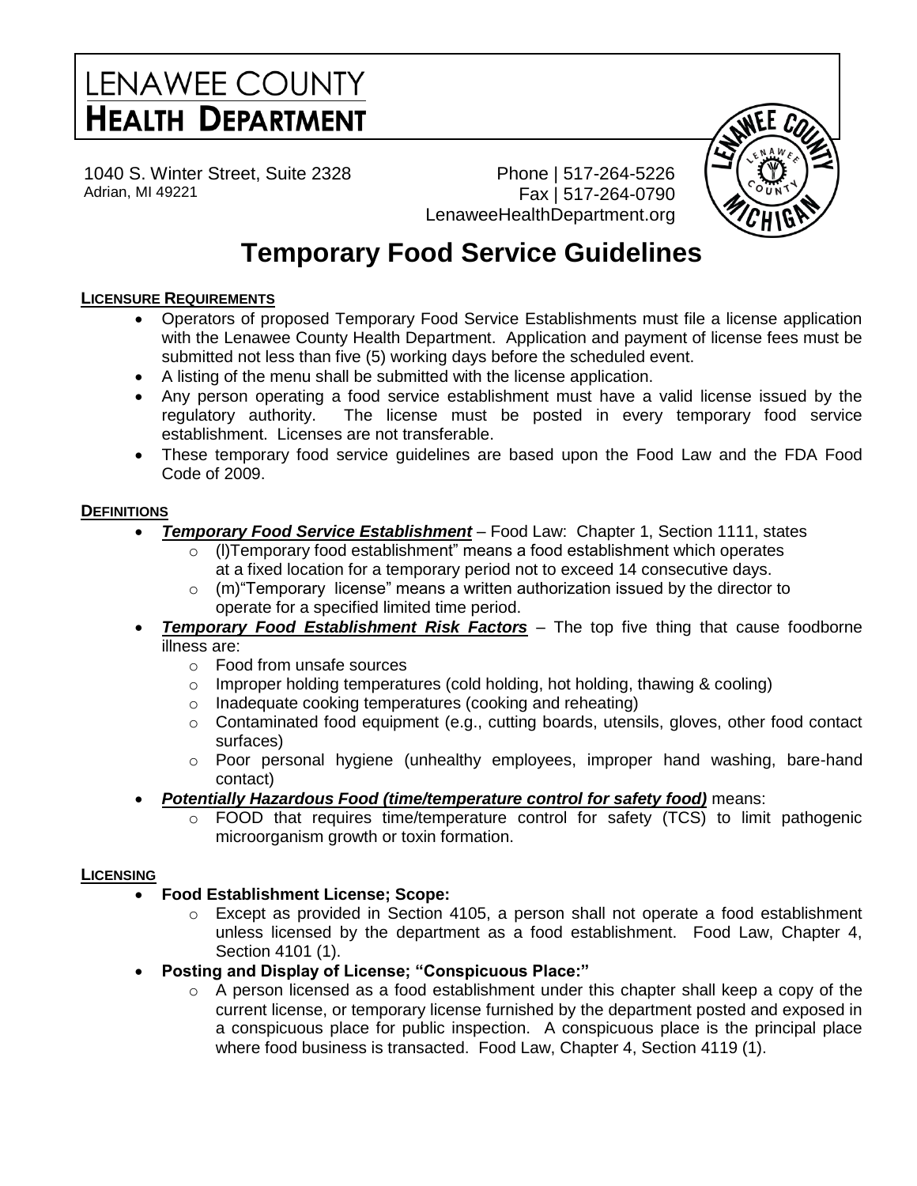# LENAWEE COUNTY HEALTH DEPARTMENT

1040 S. Winter Street, Suite 2328
Adrian, MI 49221

Phone | 517-264-5226
Fax | 517-264-0790
LenaweeHealthDepartment.org

# Temporary Food Service Guidelines

## LICENSURE REQUIREMENTS

- Operators of proposed Temporary Food Service Establishments must file a license application with the Lenawee County Health Department. Application and payment of license fees must be submitted not less than five (5) working days before the scheduled event.
- A listing of the menu shall be submitted with the license application.
- Any person operating a food service establishment must have a valid license issued by the regulatory authority. The license must be posted in every temporary food service establishment. Licenses are not transferable.
- These temporary food service guidelines are based upon the Food Law and the FDA Food Code of 2009.

## DEFINITIONS

- ***Temporary Food Service Establishment*** – Food Law: Chapter 1, Section 1111, states
  - (l)Temporary food establishment" means a food establishment which operates at a fixed location for a temporary period not to exceed 14 consecutive days.
  - (m)"Temporary license" means a written authorization issued by the director to operate for a specified limited time period.
- ***Temporary Food Establishment Risk Factors*** – The top five thing that cause foodborne illness are:
  - Food from unsafe sources
  - Improper holding temperatures (cold holding, hot holding, thawing & cooling)
  - Inadequate cooking temperatures (cooking and reheating)
  - Contaminated food equipment (e.g., cutting boards, utensils, gloves, other food contact surfaces)
  - Poor personal hygiene (unhealthy employees, improper hand washing, bare-hand contact)
- ***Potentially Hazardous Food (time/temperature control for safety food)*** means:
  - FOOD that requires time/temperature control for safety (TCS) to limit pathogenic microorganism growth or toxin formation.

## LICENSING

- **Food Establishment License; Scope:**
  - Except as provided in Section 4105, a person shall not operate a food establishment unless licensed by the department as a food establishment. Food Law, Chapter 4, Section 4101 (1).
- **Posting and Display of License; "Conspicuous Place:"**
  - A person licensed as a food establishment under this chapter shall keep a copy of the current license, or temporary license furnished by the department posted and exposed in a conspicuous place for public inspection. A conspicuous place is the principal place where food business is transacted. Food Law, Chapter 4, Section 4119 (1).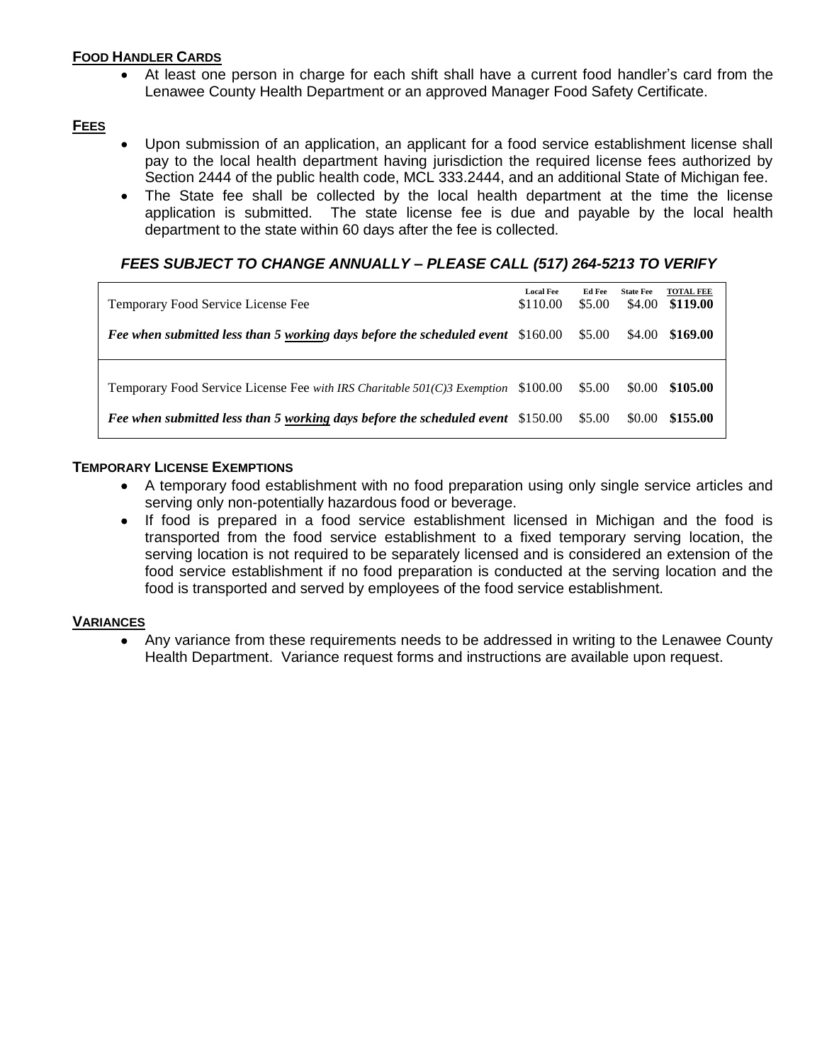## FOOD HANDLER CARDS

- At least one person in charge for each shift shall have a current food handler's card from the Lenawee County Health Department or an approved Manager Food Safety Certificate.

## FEES

- Upon submission of an application, an applicant for a food service establishment license shall pay to the local health department having jurisdiction the required license fees authorized by Section 2444 of the public health code, MCL 333.2444, and an additional State of Michigan fee.
- The State fee shall be collected by the local health department at the time the license application is submitted. The state license fee is due and payable by the local health department to the state within 60 days after the fee is collected.

***FEES SUBJECT TO CHANGE ANNUALLY – PLEASE CALL (517) 264-5213 TO VERIFY***

| | Local Fee | Ed Fee | State Fee | TOTAL FEE |
|---|---|---|---|---|
| Temporary Food Service License Fee | $110.00 | $5.00 | $4.00 | **$119.00** |
| ***Fee when submitted less than 5 working days before the scheduled event*** | $160.00 | $5.00 | $4.00 | **$169.00** |
| Temporary Food Service License Fee *with IRS Charitable 501(C)3 Exemption* | $100.00 | $5.00 | $0.00 | **$105.00** |
| ***Fee when submitted less than 5 working days before the scheduled event*** | $150.00 | $5.00 | $0.00 | **$155.00** |

## TEMPORARY LICENSE EXEMPTIONS

- A temporary food establishment with no food preparation using only single service articles and serving only non-potentially hazardous food or beverage.
- If food is prepared in a food service establishment licensed in Michigan and the food is transported from the food service establishment to a fixed temporary serving location, the serving location is not required to be separately licensed and is considered an extension of the food service establishment if no food preparation is conducted at the serving location and the food is transported and served by employees of the food service establishment.

## VARIANCES

- Any variance from these requirements needs to be addressed in writing to the Lenawee County Health Department. Variance request forms and instructions are available upon request.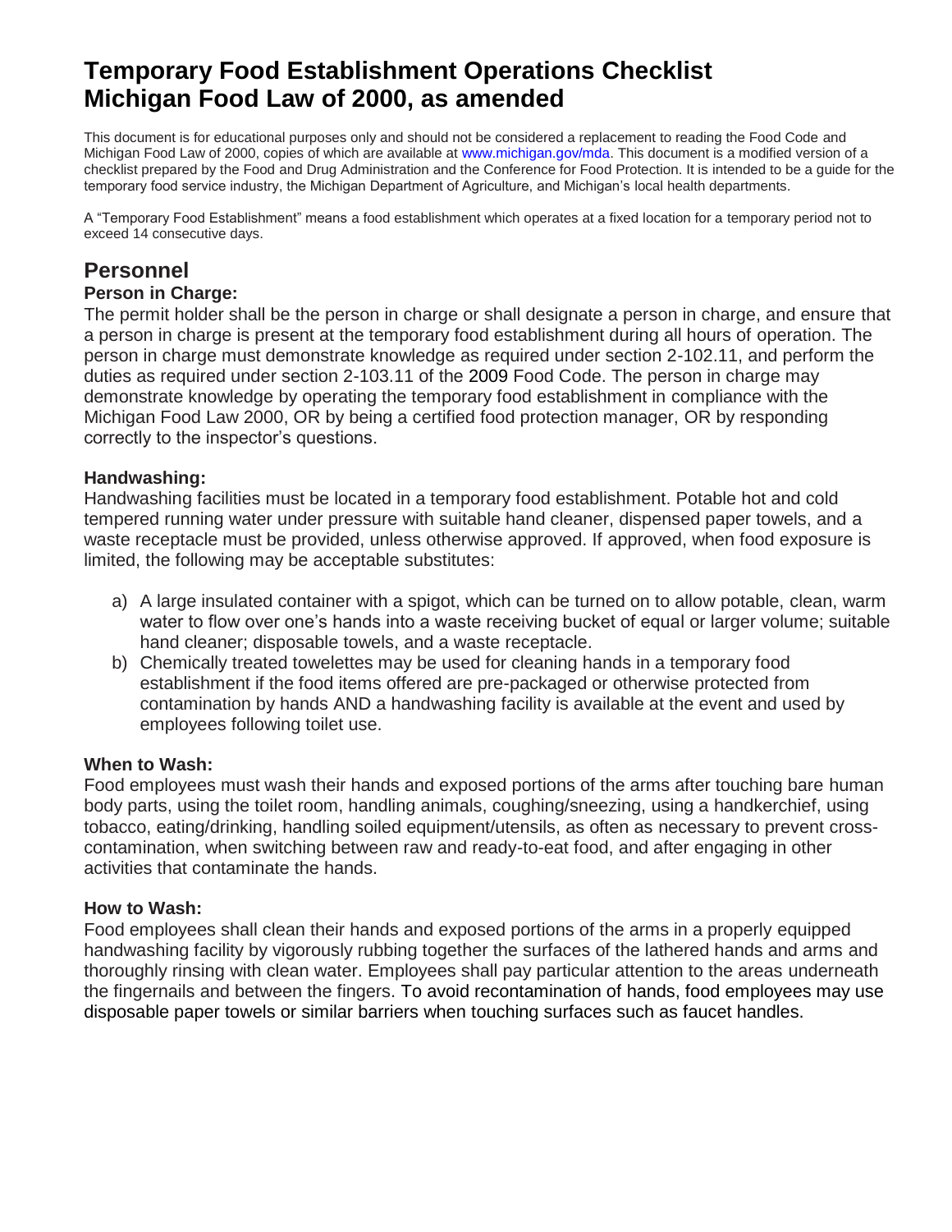# Temporary Food Establishment Operations Checklist Michigan Food Law of 2000, as amended

This document is for educational purposes only and should not be considered a replacement to reading the Food Code and Michigan Food Law of 2000, copies of which are available at www.michigan.gov/mda. This document is a modified version of a checklist prepared by the Food and Drug Administration and the Conference for Food Protection. It is intended to be a guide for the temporary food service industry, the Michigan Department of Agriculture, and Michigan's local health departments.

A "Temporary Food Establishment" means a food establishment which operates at a fixed location for a temporary period not to exceed 14 consecutive days.

## Personnel

### Person in Charge:

The permit holder shall be the person in charge or shall designate a person in charge, and ensure that a person in charge is present at the temporary food establishment during all hours of operation. The person in charge must demonstrate knowledge as required under section 2-102.11, and perform the duties as required under section 2-103.11 of the 2009 Food Code. The person in charge may demonstrate knowledge by operating the temporary food establishment in compliance with the Michigan Food Law 2000, OR by being a certified food protection manager, OR by responding correctly to the inspector's questions.

### Handwashing:

Handwashing facilities must be located in a temporary food establishment. Potable hot and cold tempered running water under pressure with suitable hand cleaner, dispensed paper towels, and a waste receptacle must be provided, unless otherwise approved. If approved, when food exposure is limited, the following may be acceptable substitutes:

a) A large insulated container with a spigot, which can be turned on to allow potable, clean, warm water to flow over one's hands into a waste receiving bucket of equal or larger volume; suitable hand cleaner; disposable towels, and a waste receptacle.
b) Chemically treated towelettes may be used for cleaning hands in a temporary food establishment if the food items offered are pre-packaged or otherwise protected from contamination by hands AND a handwashing facility is available at the event and used by employees following toilet use.

### When to Wash:

Food employees must wash their hands and exposed portions of the arms after touching bare human body parts, using the toilet room, handling animals, coughing/sneezing, using a handkerchief, using tobacco, eating/drinking, handling soiled equipment/utensils, as often as necessary to prevent cross-contamination, when switching between raw and ready-to-eat food, and after engaging in other activities that contaminate the hands.

### How to Wash:

Food employees shall clean their hands and exposed portions of the arms in a properly equipped handwashing facility by vigorously rubbing together the surfaces of the lathered hands and arms and thoroughly rinsing with clean water. Employees shall pay particular attention to the areas underneath the fingernails and between the fingers. To avoid recontamination of hands, food employees may use disposable paper towels or similar barriers when touching surfaces such as faucet handles.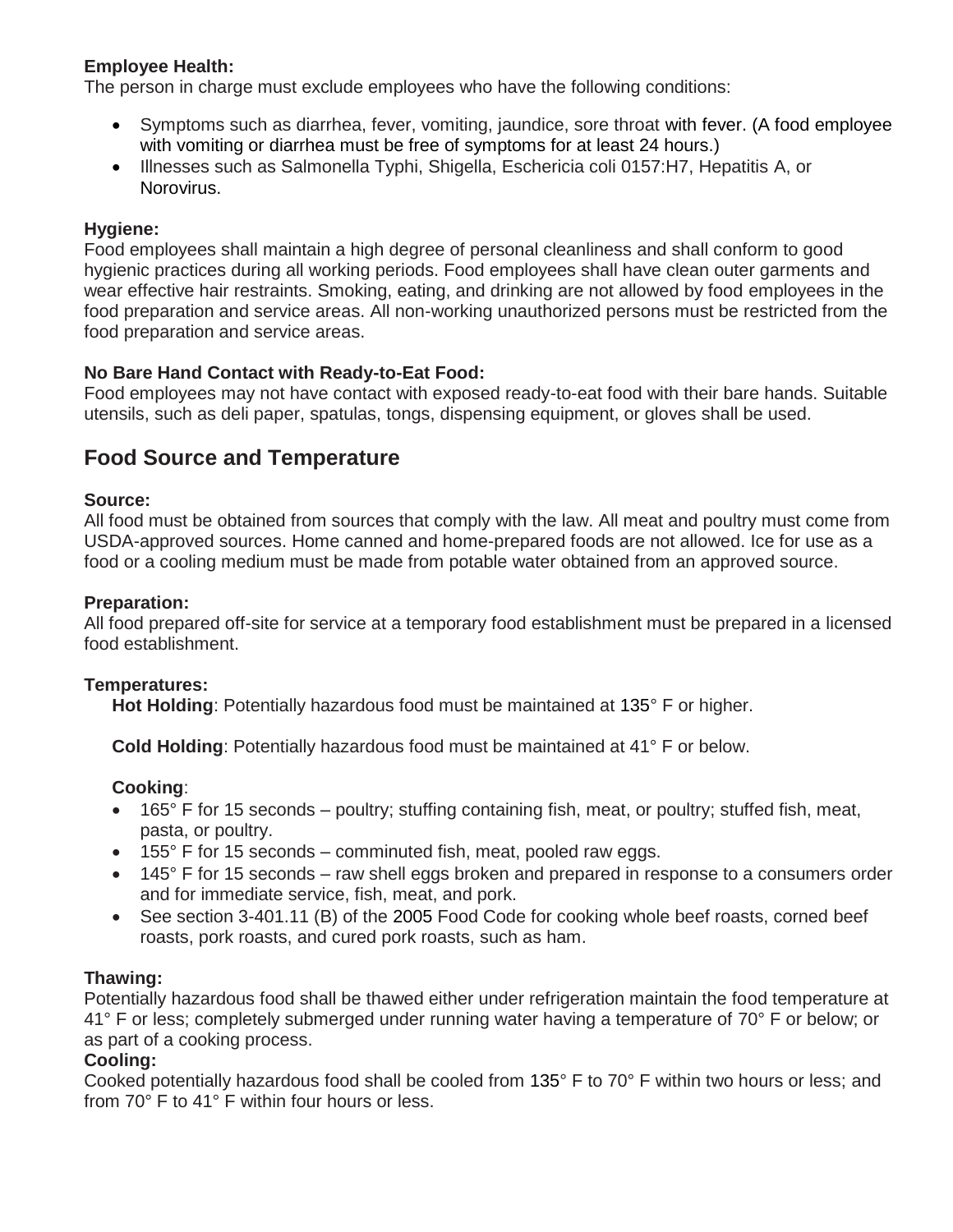**Employee Health:**
The person in charge must exclude employees who have the following conditions:

- Symptoms such as diarrhea, fever, vomiting, jaundice, sore throat with fever. (A food employee with vomiting or diarrhea must be free of symptoms for at least 24 hours.)
- Illnesses such as Salmonella Typhi, Shigella, Eschericia coli 0157:H7, Hepatitis A, or Norovirus.

**Hygiene:**
Food employees shall maintain a high degree of personal cleanliness and shall conform to good hygienic practices during all working periods. Food employees shall have clean outer garments and wear effective hair restraints. Smoking, eating, and drinking are not allowed by food employees in the food preparation and service areas. All non-working unauthorized persons must be restricted from the food preparation and service areas.

**No Bare Hand Contact with Ready-to-Eat Food:**
Food employees may not have contact with exposed ready-to-eat food with their bare hands. Suitable utensils, such as deli paper, spatulas, tongs, dispensing equipment, or gloves shall be used.

## Food Source and Temperature

**Source:**
All food must be obtained from sources that comply with the law. All meat and poultry must come from USDA-approved sources. Home canned and home-prepared foods are not allowed. Ice for use as a food or a cooling medium must be made from potable water obtained from an approved source.

**Preparation:**
All food prepared off-site for service at a temporary food establishment must be prepared in a licensed food establishment.

**Temperatures:**

**Hot Holding**: Potentially hazardous food must be maintained at 135° F or higher.

**Cold Holding**: Potentially hazardous food must be maintained at 41° F or below.

**Cooking**:

- 165° F for 15 seconds – poultry; stuffing containing fish, meat, or poultry; stuffed fish, meat, pasta, or poultry.
- 155° F for 15 seconds – comminuted fish, meat, pooled raw eggs.
- 145° F for 15 seconds – raw shell eggs broken and prepared in response to a consumers order and for immediate service, fish, meat, and pork.
- See section 3-401.11 (B) of the 2005 Food Code for cooking whole beef roasts, corned beef roasts, pork roasts, and cured pork roasts, such as ham.

**Thawing:**
Potentially hazardous food shall be thawed either under refrigeration maintain the food temperature at 41° F or less; completely submerged under running water having a temperature of 70° F or below; or as part of a cooking process.

**Cooling:**
Cooked potentially hazardous food shall be cooled from 135° F to 70° F within two hours or less; and from 70° F to 41° F within four hours or less.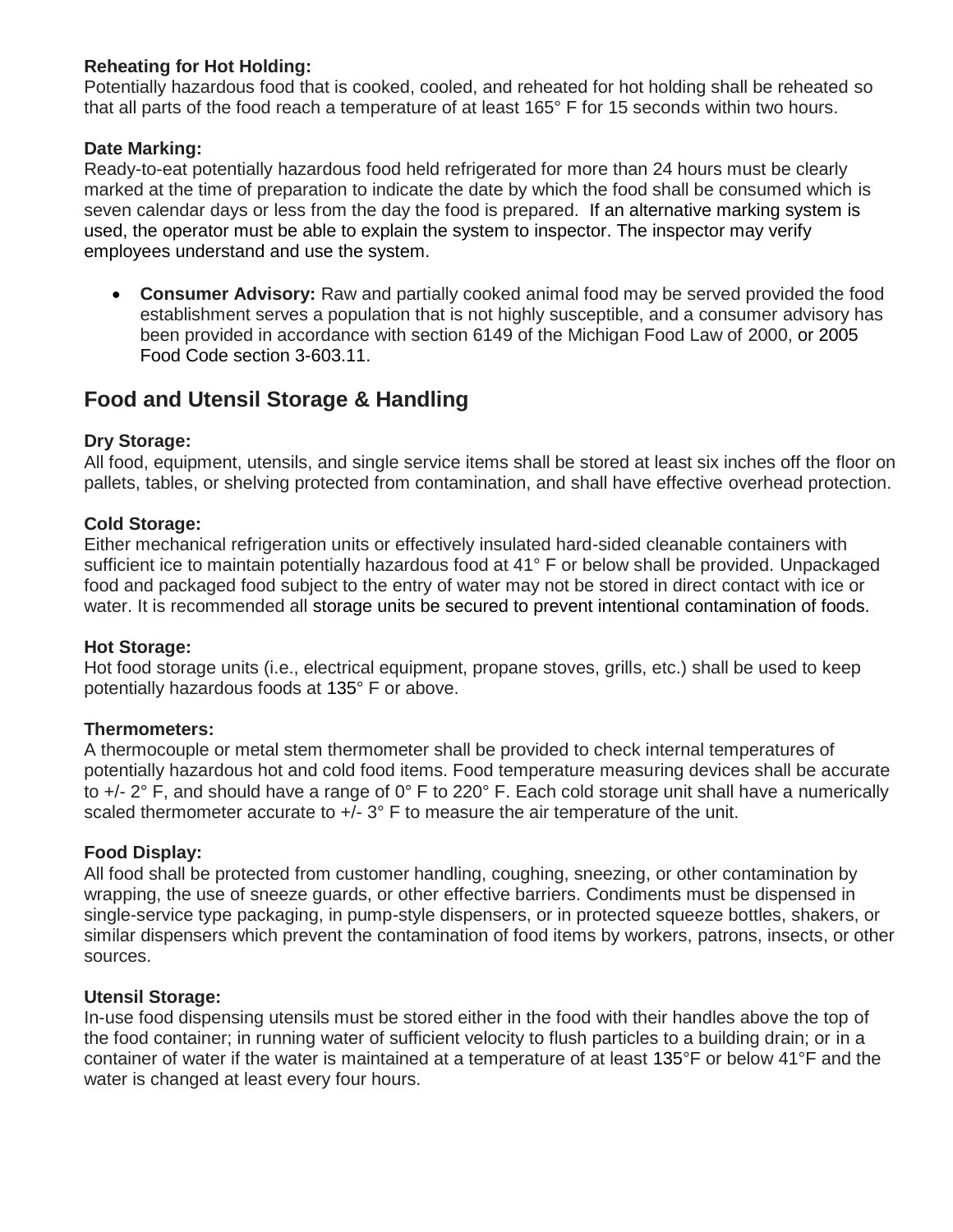**Reheating for Hot Holding:**
Potentially hazardous food that is cooked, cooled, and reheated for hot holding shall be reheated so that all parts of the food reach a temperature of at least 165° F for 15 seconds within two hours.

**Date Marking:**
Ready-to-eat potentially hazardous food held refrigerated for more than 24 hours must be clearly marked at the time of preparation to indicate the date by which the food shall be consumed which is seven calendar days or less from the day the food is prepared. If an alternative marking system is used, the operator must be able to explain the system to inspector. The inspector may verify employees understand and use the system.

- **Consumer Advisory:** Raw and partially cooked animal food may be served provided the food establishment serves a population that is not highly susceptible, and a consumer advisory has been provided in accordance with section 6149 of the Michigan Food Law of 2000, or 2005 Food Code section 3-603.11.

## Food and Utensil Storage & Handling

**Dry Storage:**
All food, equipment, utensils, and single service items shall be stored at least six inches off the floor on pallets, tables, or shelving protected from contamination, and shall have effective overhead protection.

**Cold Storage:**
Either mechanical refrigeration units or effectively insulated hard-sided cleanable containers with sufficient ice to maintain potentially hazardous food at 41° F or below shall be provided. Unpackaged food and packaged food subject to the entry of water may not be stored in direct contact with ice or water. It is recommended all storage units be secured to prevent intentional contamination of foods.

**Hot Storage:**
Hot food storage units (i.e., electrical equipment, propane stoves, grills, etc.) shall be used to keep potentially hazardous foods at 135° F or above.

**Thermometers:**
A thermocouple or metal stem thermometer shall be provided to check internal temperatures of potentially hazardous hot and cold food items. Food temperature measuring devices shall be accurate to +/- 2° F, and should have a range of 0° F to 220° F. Each cold storage unit shall have a numerically scaled thermometer accurate to +/- 3° F to measure the air temperature of the unit.

**Food Display:**
All food shall be protected from customer handling, coughing, sneezing, or other contamination by wrapping, the use of sneeze guards, or other effective barriers. Condiments must be dispensed in single-service type packaging, in pump-style dispensers, or in protected squeeze bottles, shakers, or similar dispensers which prevent the contamination of food items by workers, patrons, insects, or other sources.

**Utensil Storage:**
In-use food dispensing utensils must be stored either in the food with their handles above the top of the food container; in running water of sufficient velocity to flush particles to a building drain; or in a container of water if the water is maintained at a temperature of at least 135°F or below 41°F and the water is changed at least every four hours.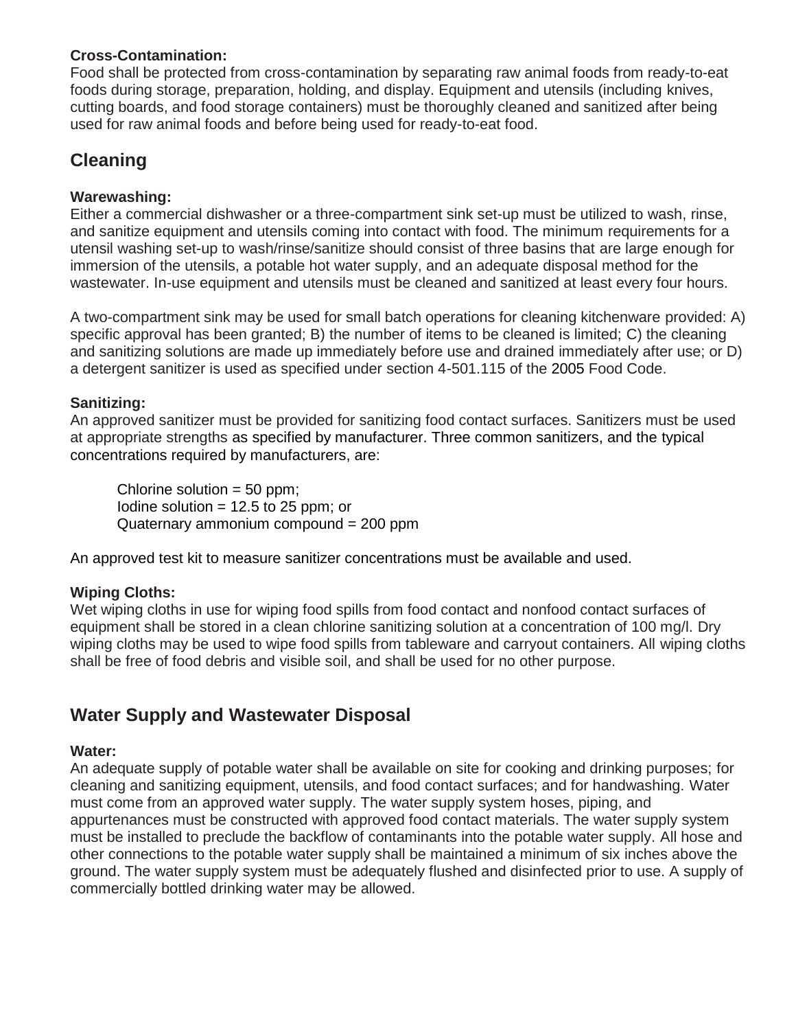**Cross-Contamination:**
Food shall be protected from cross-contamination by separating raw animal foods from ready-to-eat foods during storage, preparation, holding, and display. Equipment and utensils (including knives, cutting boards, and food storage containers) must be thoroughly cleaned and sanitized after being used for raw animal foods and before being used for ready-to-eat food.

## Cleaning

**Warewashing:**
Either a commercial dishwasher or a three-compartment sink set-up must be utilized to wash, rinse, and sanitize equipment and utensils coming into contact with food. The minimum requirements for a utensil washing set-up to wash/rinse/sanitize should consist of three basins that are large enough for immersion of the utensils, a potable hot water supply, and an adequate disposal method for the wastewater. In-use equipment and utensils must be cleaned and sanitized at least every four hours.

A two-compartment sink may be used for small batch operations for cleaning kitchenware provided: A) specific approval has been granted; B) the number of items to be cleaned is limited; C) the cleaning and sanitizing solutions are made up immediately before use and drained immediately after use; or D) a detergent sanitizer is used as specified under section 4-501.115 of the 2005 Food Code.

**Sanitizing:**
An approved sanitizer must be provided for sanitizing food contact surfaces. Sanitizers must be used at appropriate strengths as specified by manufacturer. Three common sanitizers, and the typical concentrations required by manufacturers, are:

Chlorine solution = 50 ppm;
Iodine solution = 12.5 to 25 ppm; or
Quaternary ammonium compound = 200 ppm

An approved test kit to measure sanitizer concentrations must be available and used.

**Wiping Cloths:**
Wet wiping cloths in use for wiping food spills from food contact and nonfood contact surfaces of equipment shall be stored in a clean chlorine sanitizing solution at a concentration of 100 mg/l. Dry wiping cloths may be used to wipe food spills from tableware and carryout containers. All wiping cloths shall be free of food debris and visible soil, and shall be used for no other purpose.

## Water Supply and Wastewater Disposal

**Water:**
An adequate supply of potable water shall be available on site for cooking and drinking purposes; for cleaning and sanitizing equipment, utensils, and food contact surfaces; and for handwashing. Water must come from an approved water supply. The water supply system hoses, piping, and appurtenances must be constructed with approved food contact materials. The water supply system must be installed to preclude the backflow of contaminants into the potable water supply. All hose and other connections to the potable water supply shall be maintained a minimum of six inches above the ground. The water supply system must be adequately flushed and disinfected prior to use. A supply of commercially bottled drinking water may be allowed.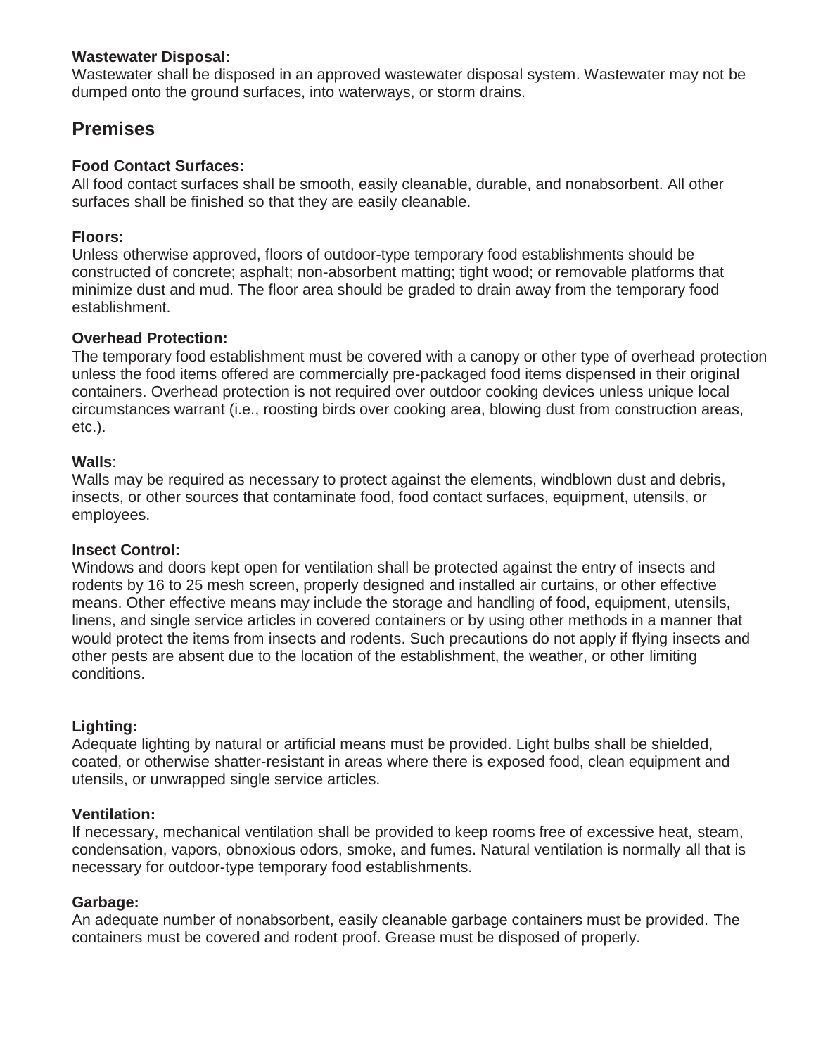**Wastewater Disposal:**
Wastewater shall be disposed in an approved wastewater disposal system. Wastewater may not be dumped onto the ground surfaces, into waterways, or storm drains.

## Premises

**Food Contact Surfaces:**
All food contact surfaces shall be smooth, easily cleanable, durable, and nonabsorbent. All other surfaces shall be finished so that they are easily cleanable.

**Floors:**
Unless otherwise approved, floors of outdoor-type temporary food establishments should be constructed of concrete; asphalt; non-absorbent matting; tight wood; or removable platforms that minimize dust and mud. The floor area should be graded to drain away from the temporary food establishment.

**Overhead Protection:**
The temporary food establishment must be covered with a canopy or other type of overhead protection unless the food items offered are commercially pre-packaged food items dispensed in their original containers. Overhead protection is not required over outdoor cooking devices unless unique local circumstances warrant (i.e., roosting birds over cooking area, blowing dust from construction areas, etc.).

**Walls**:
Walls may be required as necessary to protect against the elements, windblown dust and debris, insects, or other sources that contaminate food, food contact surfaces, equipment, utensils, or employees.

**Insect Control:**
Windows and doors kept open for ventilation shall be protected against the entry of insects and rodents by 16 to 25 mesh screen, properly designed and installed air curtains, or other effective means. Other effective means may include the storage and handling of food, equipment, utensils, linens, and single service articles in covered containers or by using other methods in a manner that would protect the items from insects and rodents. Such precautions do not apply if flying insects and other pests are absent due to the location of the establishment, the weather, or other limiting conditions.

**Lighting:**
Adequate lighting by natural or artificial means must be provided. Light bulbs shall be shielded, coated, or otherwise shatter-resistant in areas where there is exposed food, clean equipment and utensils, or unwrapped single service articles.

**Ventilation:**
If necessary, mechanical ventilation shall be provided to keep rooms free of excessive heat, steam, condensation, vapors, obnoxious odors, smoke, and fumes. Natural ventilation is normally all that is necessary for outdoor-type temporary food establishments.

**Garbage:**
An adequate number of nonabsorbent, easily cleanable garbage containers must be provided. The containers must be covered and rodent proof. Grease must be disposed of properly.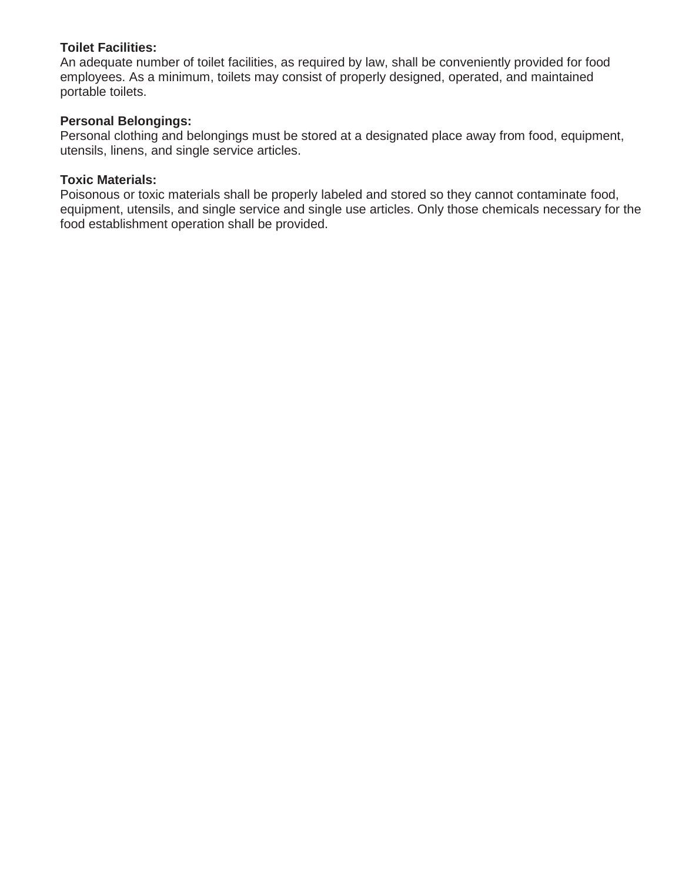**Toilet Facilities:**
An adequate number of toilet facilities, as required by law, shall be conveniently provided for food employees. As a minimum, toilets may consist of properly designed, operated, and maintained portable toilets.

**Personal Belongings:**
Personal clothing and belongings must be stored at a designated place away from food, equipment, utensils, linens, and single service articles.

**Toxic Materials:**
Poisonous or toxic materials shall be properly labeled and stored so they cannot contaminate food, equipment, utensils, and single service and single use articles. Only those chemicals necessary for the food establishment operation shall be provided.